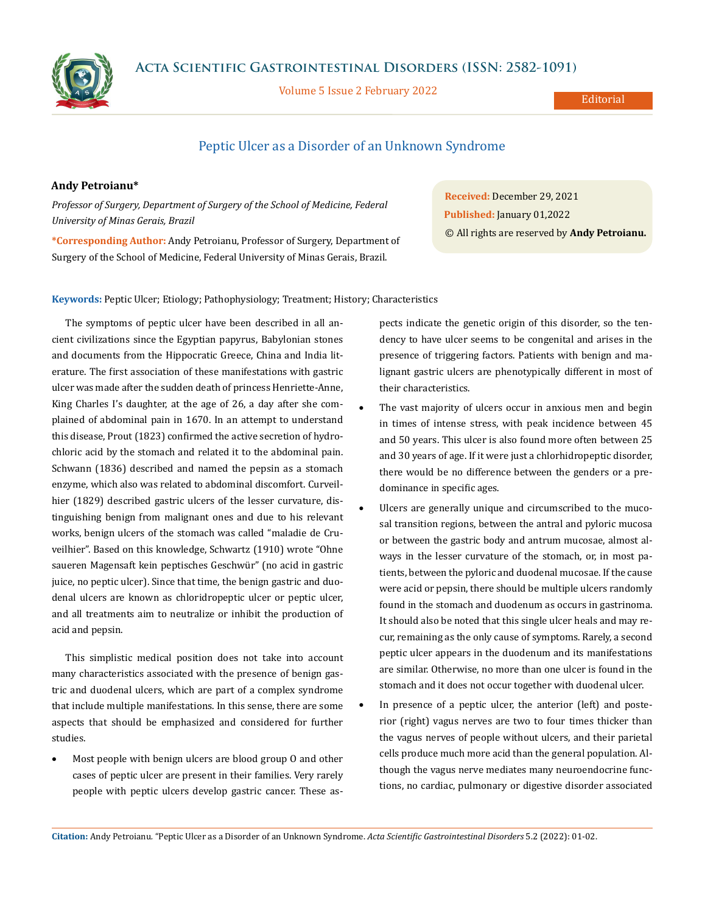Editorial

# Peptic Ulcer as a Disorder of an Unknown Syndrome

**Andy Petroianu***

*Professor of Surgery, Department of Surgery of the School of Medicine, Federal University of Minas Gerais, Brazil*

***Corresponding Author:** Andy Petroianu, Professor of Surgery, Department of Surgery of the School of Medicine, Federal University of Minas Gerais, Brazil.

**Received:** December 29, 2021
**Published:** January 01,2022
© All rights are reserved by **Andy Petroianu.**

**Keywords:** Peptic Ulcer; Etiology; Pathophysiology; Treatment; History; Characteristics

The symptoms of peptic ulcer have been described in all ancient civilizations since the Egyptian papyrus, Babylonian stones and documents from the Hippocratic Greece, China and India literature. The first association of these manifestations with gastric ulcer was made after the sudden death of princess Henriette-Anne, King Charles I's daughter, at the age of 26, a day after she complained of abdominal pain in 1670. In an attempt to understand this disease, Prout (1823) confirmed the active secretion of hydrochloric acid by the stomach and related it to the abdominal pain. Schwann (1836) described and named the pepsin as a stomach enzyme, which also was related to abdominal discomfort. Curveilhier (1829) described gastric ulcers of the lesser curvature, distinguishing benign from malignant ones and due to his relevant works, benign ulcers of the stomach was called "maladie de Cruveilhier". Based on this knowledge, Schwartz (1910) wrote "Ohne saueren Magensaft kein peptisches Geschwür" (no acid in gastric juice, no peptic ulcer). Since that time, the benign gastric and duodenal ulcers are known as chloridropeptic ulcer or peptic ulcer, and all treatments aim to neutralize or inhibit the production of acid and pepsin.

This simplistic medical position does not take into account many characteristics associated with the presence of benign gastric and duodenal ulcers, which are part of a complex syndrome that include multiple manifestations. In this sense, there are some aspects that should be emphasized and considered for further studies.

- Most people with benign ulcers are blood group O and other cases of peptic ulcer are present in their families. Very rarely people with peptic ulcers develop gastric cancer. These aspects indicate the genetic origin of this disorder, so the tendency to have ulcer seems to be congenital and arises in the presence of triggering factors. Patients with benign and malignant gastric ulcers are phenotypically different in most of their characteristics.
- The vast majority of ulcers occur in anxious men and begin in times of intense stress, with peak incidence between 45 and 50 years. This ulcer is also found more often between 25 and 30 years of age. If it were just a chlorhidropeptic disorder, there would be no difference between the genders or a predominance in specific ages.
- Ulcers are generally unique and circumscribed to the mucosal transition regions, between the antral and pyloric mucosa or between the gastric body and antrum mucosae, almost always in the lesser curvature of the stomach, or, in most patients, between the pyloric and duodenal mucosae. If the cause were acid or pepsin, there should be multiple ulcers randomly found in the stomach and duodenum as occurs in gastrinoma. It should also be noted that this single ulcer heals and may recur, remaining as the only cause of symptoms. Rarely, a second peptic ulcer appears in the duodenum and its manifestations are similar. Otherwise, no more than one ulcer is found in the stomach and it does not occur together with duodenal ulcer.
- In presence of a peptic ulcer, the anterior (left) and posterior (right) vagus nerves are two to four times thicker than the vagus nerves of people without ulcers, and their parietal cells produce much more acid than the general population. Although the vagus nerve mediates many neuroendocrine functions, no cardiac, pulmonary or digestive disorder associated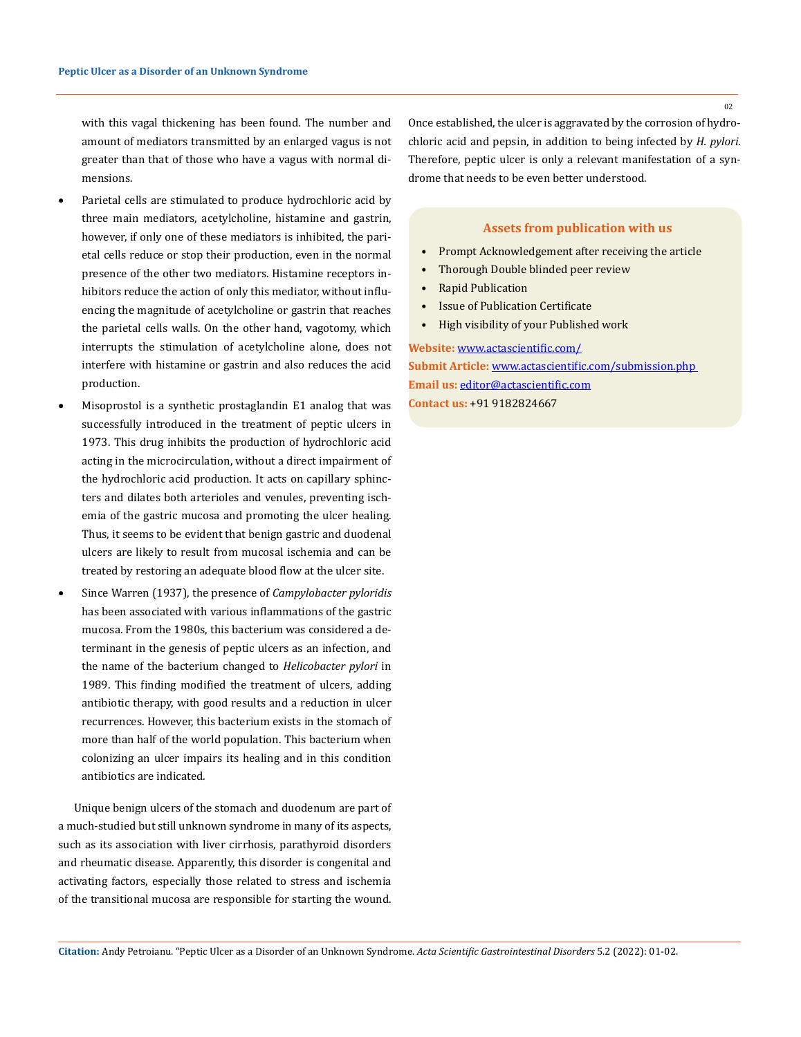with this vagal thickening has been found. The number and amount of mediators transmitted by an enlarged vagus is not greater than that of those who have a vagus with normal dimensions.

- Parietal cells are stimulated to produce hydrochloric acid by three main mediators, acetylcholine, histamine and gastrin, however, if only one of these mediators is inhibited, the parietal cells reduce or stop their production, even in the normal presence of the other two mediators. Histamine receptors inhibitors reduce the action of only this mediator, without influencing the magnitude of acetylcholine or gastrin that reaches the parietal cells walls. On the other hand, vagotomy, which interrupts the stimulation of acetylcholine alone, does not interfere with histamine or gastrin and also reduces the acid production.
- Misoprostol is a synthetic prostaglandin E1 analog that was successfully introduced in the treatment of peptic ulcers in 1973. This drug inhibits the production of hydrochloric acid acting in the microcirculation, without a direct impairment of the hydrochloric acid production. It acts on capillary sphincters and dilates both arterioles and venules, preventing ischemia of the gastric mucosa and promoting the ulcer healing. Thus, it seems to be evident that benign gastric and duodenal ulcers are likely to result from mucosal ischemia and can be treated by restoring an adequate blood flow at the ulcer site.
- Since Warren (1937), the presence of *Campylobacter pyloridis* has been associated with various inflammations of the gastric mucosa. From the 1980s, this bacterium was considered a determinant in the genesis of peptic ulcers as an infection, and the name of the bacterium changed to *Helicobacter pylori* in 1989. This finding modified the treatment of ulcers, adding antibiotic therapy, with good results and a reduction in ulcer recurrences. However, this bacterium exists in the stomach of more than half of the world population. This bacterium when colonizing an ulcer impairs its healing and in this condition antibiotics are indicated.

Unique benign ulcers of the stomach and duodenum are part of a much-studied but still unknown syndrome in many of its aspects, such as its association with liver cirrhosis, parathyroid disorders and rheumatic disease. Apparently, this disorder is congenital and activating factors, especially those related to stress and ischemia of the transitional mucosa are responsible for starting the wound. Once established, the ulcer is aggravated by the corrosion of hydrochloric acid and pepsin, in addition to being infected by *H. pylori*. Therefore, peptic ulcer is only a relevant manifestation of a syndrome that needs to be even better understood.

**Assets from publication with us**

- Prompt Acknowledgement after receiving the article
- Thorough Double blinded peer review
- Rapid Publication
- Issue of Publication Certificate
- High visibility of your Published work

**Website:** www.actascientific.com/
**Submit Article:** www.actascientific.com/submission.php
**Email us:** editor@actascientific.com
**Contact us:** +91 9182824667